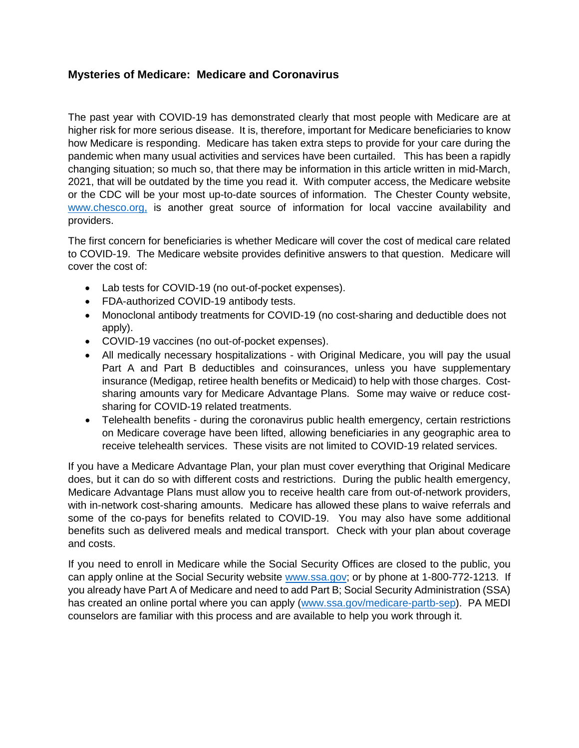# Mysteries of Medicare: Medicare and Coronavirus

The past year with COVID-19 has demonstrated clearly that most people with Medicare are at higher risk for more serious disease. It is, therefore, important for Medicare beneficiaries to know how Medicare is responding. Medicare has taken extra steps to provide for your care during the pandemic when many usual activities and services have been curtailed. This has been a rapidly changing situation; so much so, that there may be information in this article written in mid-March, 2021, that will be outdated by the time you read it. With computer access, the Medicare website or the CDC will be your most up-to-date sources of information. The Chester County website, [www.chesco.org,](http://www.chesco.org) is another great source of information for local vaccine availability and providers.

The first concern for beneficiaries is whether Medicare will cover the cost of medical care related to COVID-19. The Medicare website provides definitive answers to that question. Medicare will cover the cost of:

- Lab tests for COVID-19 (no out-of-pocket expenses).
- FDA-authorized COVID-19 antibody tests.
- Monoclonal antibody treatments for COVID-19 (no cost-sharing and deductible does not apply).
- COVID-19 vaccines (no out-of-pocket expenses).
- All medically necessary hospitalizations - with Original Medicare, you will pay the usual Part A and Part B deductibles and coinsurances, unless you have supplementary insurance (Medigap, retiree health benefits or Medicaid) to help with those charges. Cost-sharing amounts vary for Medicare Advantage Plans. Some may waive or reduce cost-sharing for COVID-19 related treatments.
- Telehealth benefits - during the coronavirus public health emergency, certain restrictions on Medicare coverage have been lifted, allowing beneficiaries in any geographic area to receive telehealth services. These visits are not limited to COVID-19 related services.

If you have a Medicare Advantage Plan, your plan must cover everything that Original Medicare does, but it can do so with different costs and restrictions. During the public health emergency, Medicare Advantage Plans must allow you to receive health care from out-of-network providers, with in-network cost-sharing amounts. Medicare has allowed these plans to waive referrals and some of the co-pays for benefits related to COVID-19. You may also have some additional benefits such as delivered meals and medical transport. Check with your plan about coverage and costs.

If you need to enroll in Medicare while the Social Security Offices are closed to the public, you can apply online at the Social Security website [www.ssa.gov](http://www.ssa.gov); or by phone at 1-800-772-1213. If you already have Part A of Medicare and need to add Part B; Social Security Administration (SSA) has created an online portal where you can apply ([www.ssa.gov/medicare-partb-sep](http://www.ssa.gov/medicare-partb-sep)). PA MEDI counselors are familiar with this process and are available to help you work through it.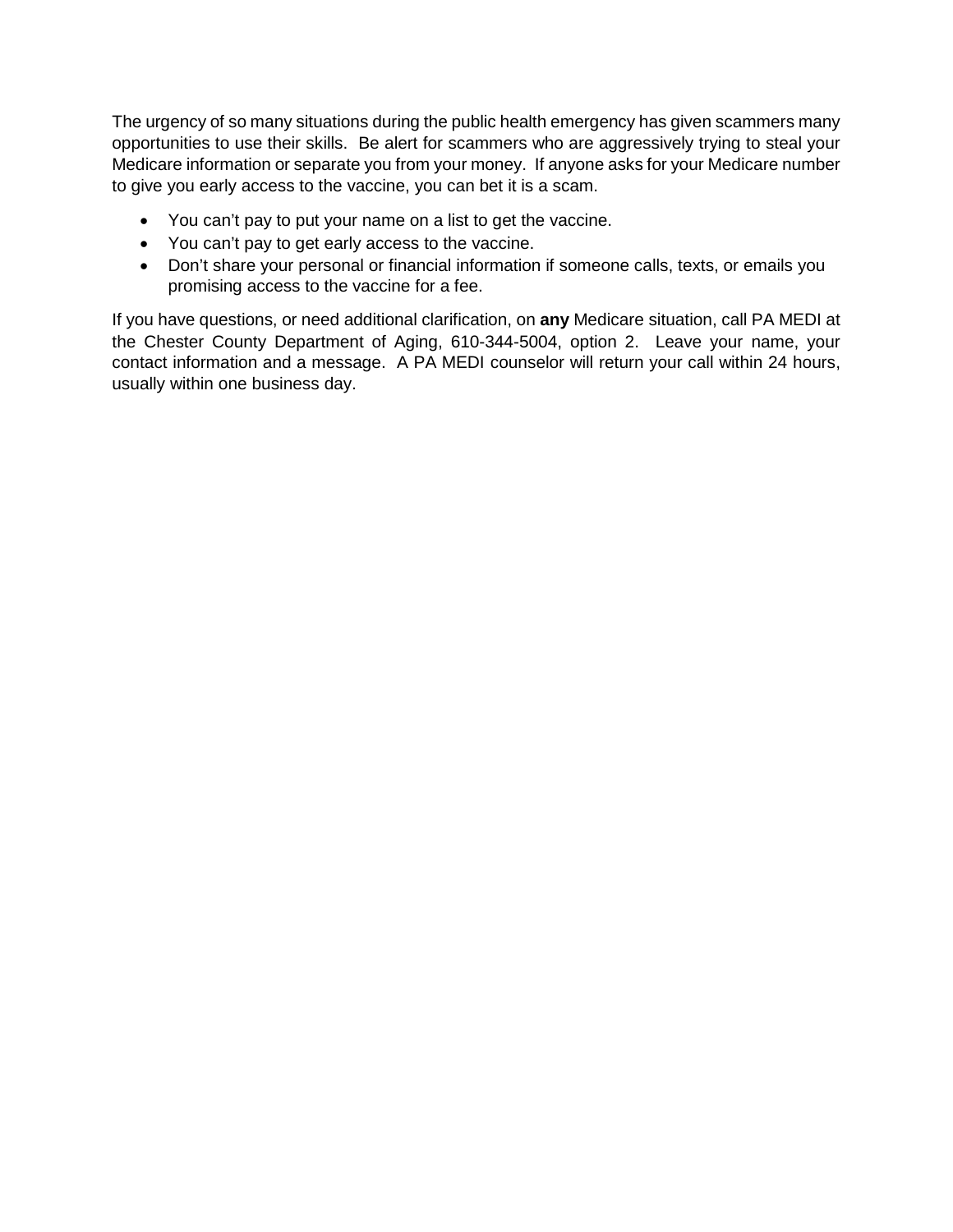The urgency of so many situations during the public health emergency has given scammers many opportunities to use their skills. Be alert for scammers who are aggressively trying to steal your Medicare information or separate you from your money. If anyone asks for your Medicare number to give you early access to the vaccine, you can bet it is a scam.

- You can't pay to put your name on a list to get the vaccine.
- You can't pay to get early access to the vaccine.
- Don't share your personal or financial information if someone calls, texts, or emails you promising access to the vaccine for a fee.

If you have questions, or need additional clarification, on **any** Medicare situation, call PA MEDI at the Chester County Department of Aging, 610-344-5004, option 2. Leave your name, your contact information and a message. A PA MEDI counselor will return your call within 24 hours, usually within one business day.